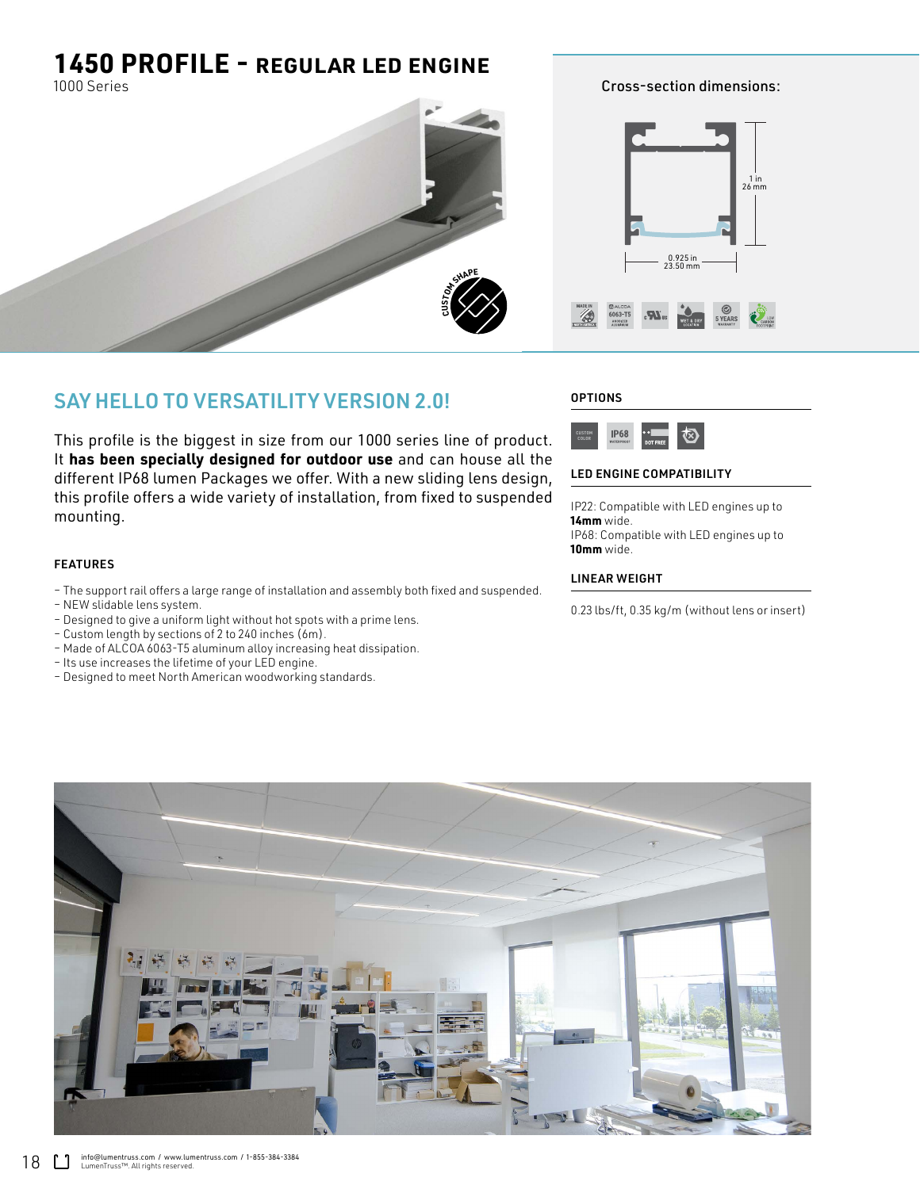# 1450 PROFILE - REGULAR LED ENGINE

1000 Series

Cross-section dimensions:

1 in
26 mm

0.925 in
23.50 mm

## SAY HELLO TO VERSATILITY VERSION 2.0!

This profile is the biggest in size from our 1000 series line of product. It **has been specially designed for outdoor use** and can house all the different IP68 lumen Packages we offer. With a new sliding lens design, this profile offers a wide variety of installation, from fixed to suspended mounting.

### FEATURES

- The support rail offers a large range of installation and assembly both fixed and suspended.
- NEW slidable lens system.
- Designed to give a uniform light without hot spots with a prime lens.
- Custom length by sections of 2 to 240 inches (6m).
- Made of ALCOA 6063-T5 aluminum alloy increasing heat dissipation.
- Its use increases the lifetime of your LED engine.
- Designed to meet North American woodworking standards.

### OPTIONS

### LED ENGINE COMPATIBILITY

IP22: Compatible with LED engines up to **14mm** wide.
IP68: Compatible with LED engines up to **10mm** wide.

### LINEAR WEIGHT

0.23 lbs/ft, 0.35 kg/m (without lens or insert)

info@lumentruss.com / www.lumentruss.com / 1-855-384-3384
LumenTruss™. All rights reserved.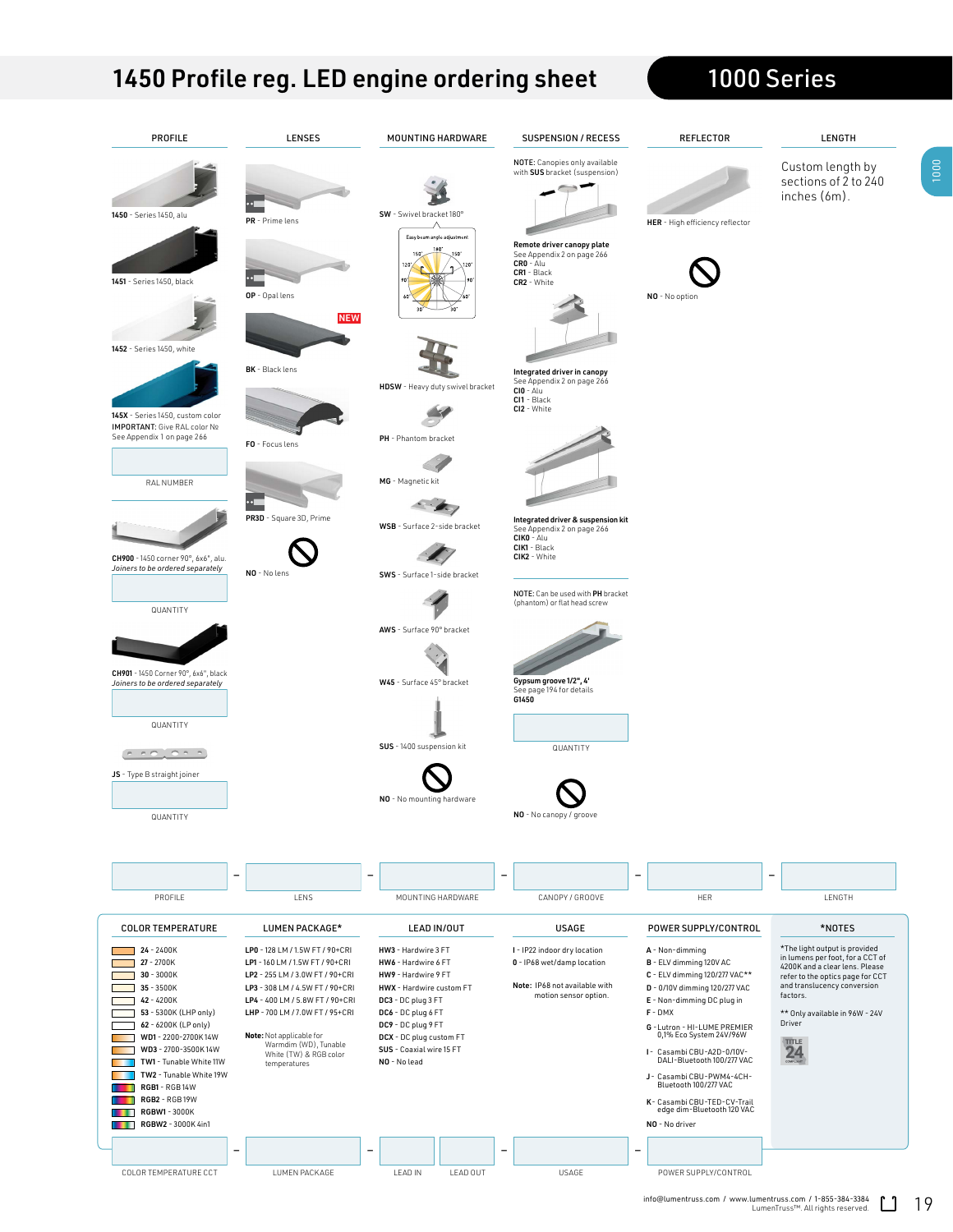# 1450 Profile reg. LED engine ordering sheet

## 1000 Series

### PROFILE

**1450** - Series 1450, alu

**1451** - Series 1450, black

**1452** - Series 1450, white

**145X** - Series 1450, custom color
**IMPORTANT:** Give RAL color №
See Appendix 1 on page 266

RAL NUMBER

**CH900** - 1450 corner 90°, 6x6", alu.
*Joiners to be ordered separately*

QUANTITY

**CH901** - 1450 Corner 90°, 6x6", black
*Joiners to be ordered separately*

QUANTITY

**JS** - Type B straight joiner

QUANTITY

### LENSES

**PR** - Prime lens

**OP** - Opal lens

NEW

**BK** - Black lens

**FO** - Focus lens

**PR3D** - Square 3D, Prime

**NO** - No lens

### MOUNTING HARDWARE

**SW** - Swivel bracket 180°

Easy beam angle adjustment
180° 150° 150° 120° 120° 90° 90° 60° 60° 30° 30°

**HDSW** - Heavy duty swivel bracket

**PH** - Phantom bracket

**MG** - Magnetic kit

**WSB** - Surface 2-side bracket

**SWS** - Surface 1-side bracket

**AWS** - Surface 90° bracket

**W45** - Surface 45° bracket

**SUS** - 1400 suspension kit

**NO** - No mounting hardware

### SUSPENSION / RECESS

**NOTE:** Canopies only available with **SUS** bracket (suspension)

**Remote driver canopy plate**
See Appendix 2 on page 266
**CR0** - Alu
**CR1** - Black
**CR2** - White

**Integrated driver in canopy**
See Appendix 2 on page 266
**CI0** - Alu
**CI1** - Black
**CI2** - White

**Integrated driver & suspension kit**
See Appendix 2 on page 266
**CIK0** - Alu
**CIK1** - Black
**CIK2** - White

**NOTE:** Can be used with **PH** bracket (phantom) or flat head screw

**Gypsum groove 1/2", 4'**
See page 194 for details
**G1450**

QUANTITY

**NO** - No canopy / groove

### REFLECTOR

**HER** - High efficiency reflector

**NO** - No option

### LENGTH

Custom length by sections of 2 to 240 inches (6m).

PROFILE – LENS – MOUNTING HARDWARE – CANOPY / GROOVE – HER – LENGTH

### COLOR TEMPERATURE

- **24** - 2400K
- **27** - 2700K
- **30** - 3000K
- **35** - 3500K
- **42** - 4200K
- **53** - 5300K (LHP only)
- **62** - 6200K (LP only)
- **WD1** - 2200-2700K 14W
- **WD3** - 2700-3500K 14W
- **TW1** - Tunable White 11W
- **TW2** - Tunable White 19W
- **RGB1** - RGB 14W
- **RGB2** - RGB 19W
- **RGBW1** - 3000K
- **RGBW2** - 3000K 4in1

### LUMEN PACKAGE*

- **LP0** - 128 LM / 1.5W FT / 90+CRI
- **LP1** - 160 LM / 1.5W FT / 90+CRI
- **LP2** - 255 LM / 3.0W FT / 90+CRI
- **LP3** - 308 LM / 4.5W FT / 90+CRI
- **LP4** - 400 LM / 5.8W FT / 90+CRI
- **LHP** - 700 LM / 7.0W FT / 95+CRI

**Note:** Not applicable for Warmdim (WD), Tunable White (TW) & RGB color temperatures

### LEAD IN/OUT

- **HW3** - Hardwire 3 FT
- **HW6** - Hardwire 6 FT
- **HW9** - Hardwire 9 FT
- **HWX** - Hardwire custom FT
- **DC3** - DC plug 3 FT
- **DC6** - DC plug 6 FT
- **DC9** - DC plug 9 FT
- **DCX** - DC plug custom FT
- **SUS** - Coaxial wire 15 FT
- **NO** - No lead

### USAGE

- **I** - IP22 indoor dry location
- **O** - IP68 wet/damp location

**Note:** IP68 not available with motion sensor option.

### POWER SUPPLY/CONTROL

- **A** - Non-dimming
- **B** - ELV dimming 120V AC
- **C** - ELV dimming 120/277 VAC**
- **D** - 0/10V dimming 120/277 VAC
- **E** - Non-dimming DC plug in
- **F** - DMX
- **G** - Lutron - HI-LUME PREMIER 0,1% Eco System 24V/96W
- **I** - Casambi CBU-A2D-0/10V-DALI-Bluetooth 100/277 VAC
- **J** - Casambi CBU-PWM4-4CH-Bluetooth 100/277 VAC
- **K** - Casambi CBU-TED-CV-Trail edge dim-Bluetooth 120 VAC
- **NO** - No driver

### *NOTES

*The light output is provided in lumens per foot, for a CCT of 4200K and a clear lens. Please refer to the optics page for CCT and translucency conversion factors.

** Only available in 96W - 24V Driver

TITLE 24 COMPLIANT

COLOR TEMPERATURE CCT – LUMEN PACKAGE – LEAD IN / LEAD OUT – USAGE – POWER SUPPLY/CONTROL

info@lumentruss.com / www.lumentruss.com / 1-855-384-3384
LumenTruss™. All rights reserved.